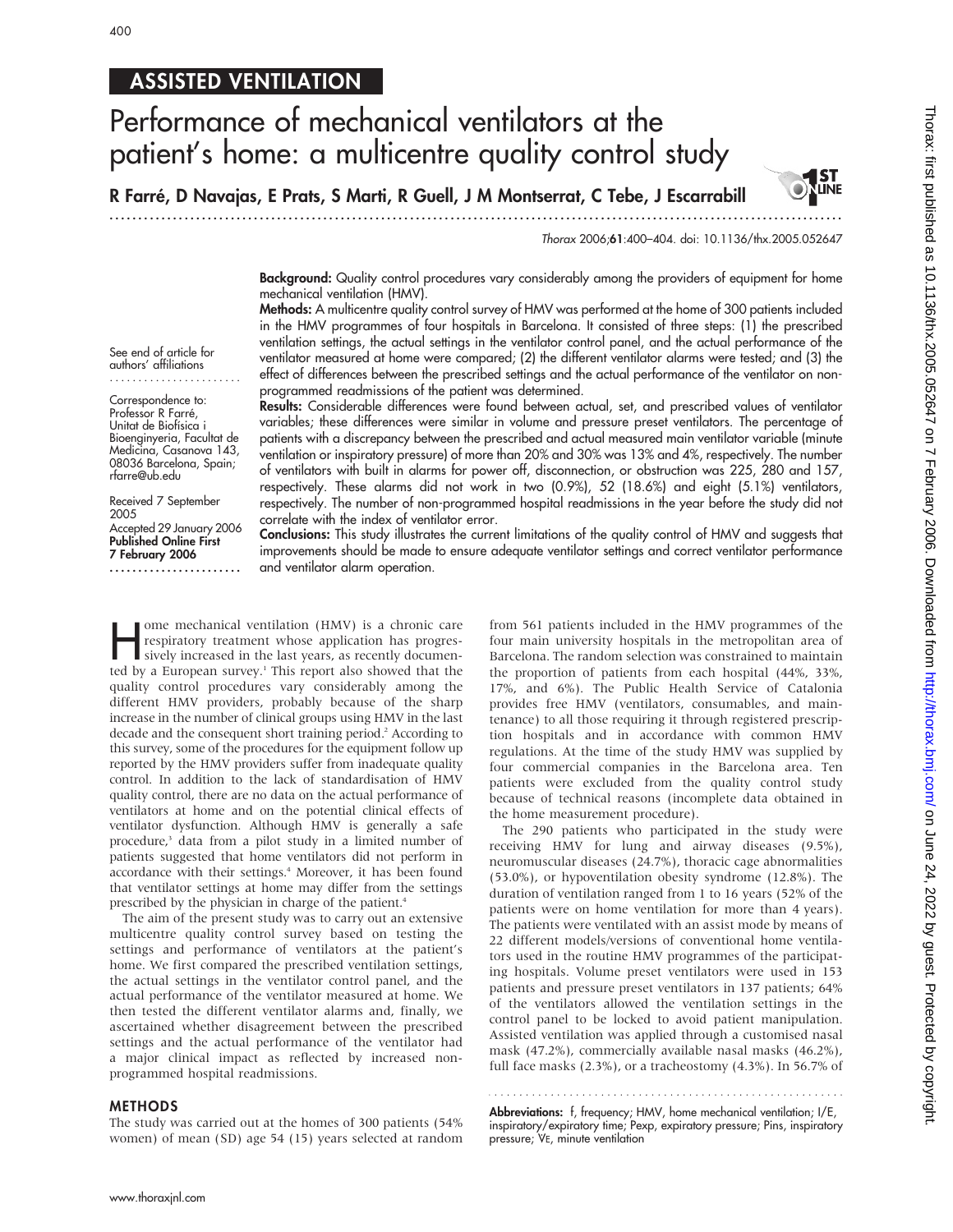ASSISTED VENTILATION

# Performance of mechanical ventilators at the patient's home: a multicentre quality control study

**R Farré, D Navajas, E Prats, S Marti, R Guell, J M Montserrat, C Tebe, J Escarrabill**

*Thorax* 2006;**61**:400–404. doi: 10.1136/thx.2005.052647

**Background:** Quality control procedures vary considerably among the providers of equipment for home mechanical ventilation (HMV).

**Methods:** A multicentre quality control survey of HMV was performed at the home of 300 patients included in the HMV programmes of four hospitals in Barcelona. It consisted of three steps: (1) the prescribed ventilation settings, the actual settings in the ventilator control panel, and the actual performance of the ventilator measured at home were compared; (2) the different ventilator alarms were tested; and (3) the effect of differences between the prescribed settings and the actual performance of the ventilator on non-programmed readmissions of the patient was determined.

**Results:** Considerable differences were found between actual, set, and prescribed values of ventilator variables; these differences were similar in volume and pressure preset ventilators. The percentage of patients with a discrepancy between the prescribed and actual measured main ventilator variable (minute ventilation or inspiratory pressure) of more than 20% and 30% was 13% and 4%, respectively. The number of ventilators with built in alarms for power off, disconnection, or obstruction was 225, 280 and 157, respectively. These alarms did not work in two (0.9%), 52 (18.6%) and eight (5.1%) ventilators, respectively. The number of non-programmed hospital readmissions in the year before the study did not correlate with the index of ventilator error.

**Conclusions:** This study illustrates the current limitations of the quality control of HMV and suggests that improvements should be made to ensure adequate ventilator settings and correct ventilator performance and ventilator alarm operation.

See end of article for authors' affiliations

Correspondence to: Professor R Farré, Unitat de Biofísica i Bioenginyeria, Facultat de Medicina, Casanova 143, 08036 Barcelona, Spain; rfarre@ub.edu

Received 7 September 2005
Accepted 29 January 2006
**Published Online First 7 February 2006**

Home mechanical ventilation (HMV) is a chronic care respiratory treatment whose application has progressively increased in the last years, as recently documented by a European survey.[1] This report also showed that the quality control procedures vary considerably among the different HMV providers, probably because of the sharp increase in the number of clinical groups using HMV in the last decade and the consequent short training period.[2] According to this survey, some of the procedures for the equipment follow up reported by the HMV providers suffer from inadequate quality control. In addition to the lack of standardisation of HMV quality control, there are no data on the actual performance of ventilators at home and on the potential clinical effects of ventilator dysfunction. Although HMV is generally a safe procedure,[3] data from a pilot study in a limited number of patients suggested that home ventilators did not perform in accordance with their settings.[4] Moreover, it has been found that ventilator settings at home may differ from the settings prescribed by the physician in charge of the patient.[4]

The aim of the present study was to carry out an extensive multicentre quality control survey based on testing the settings and performance of ventilators at the patient's home. We first compared the prescribed ventilation settings, the actual settings in the ventilator control panel, and the actual performance of the ventilator measured at home. We then tested the different ventilator alarms and, finally, we ascertained whether disagreement between the prescribed settings and the actual performance of the ventilator had a major clinical impact as reflected by increased non-programmed hospital readmissions.

## METHODS

The study was carried out at the homes of 300 patients (54% women) of mean (SD) age 54 (15) years selected at random from 561 patients included in the HMV programmes of the four main university hospitals in the metropolitan area of Barcelona. The random selection was constrained to maintain the proportion of patients from each hospital (44%, 33%, 17%, and 6%). The Public Health Service of Catalonia provides free HMV (ventilators, consumables, and maintenance) to all those requiring it through registered prescription hospitals and in accordance with common HMV regulations. At the time of the study HMV was supplied by four commercial companies in the Barcelona area. Ten patients were excluded from the quality control study because of technical reasons (incomplete data obtained in the home measurement procedure).

The 290 patients who participated in the study were receiving HMV for lung and airway diseases (9.5%), neuromuscular diseases (24.7%), thoracic cage abnormalities (53.0%), or hypoventilation obesity syndrome (12.8%). The duration of ventilation ranged from 1 to 16 years (52% of the patients were on home ventilation for more than 4 years). The patients were ventilated with an assist mode by means of 22 different models/versions of conventional home ventilators used in the routine HMV programmes of the participating hospitals. Volume preset ventilators were used in 153 patients and pressure preset ventilators in 137 patients; 64% of the ventilators allowed the ventilation settings in the control panel to be locked to avoid patient manipulation. Assisted ventilation was applied through a customised nasal mask (47.2%), commercially available nasal masks (46.2%), full face masks (2.3%), or a tracheostomy (4.3%). In 56.7% of

**Abbreviations:** f, frequency; HMV, home mechanical ventilation; I/E, inspiratory/expiratory time; Pexp, expiratory pressure; Pins, inspiratory pressure; VE, minute ventilation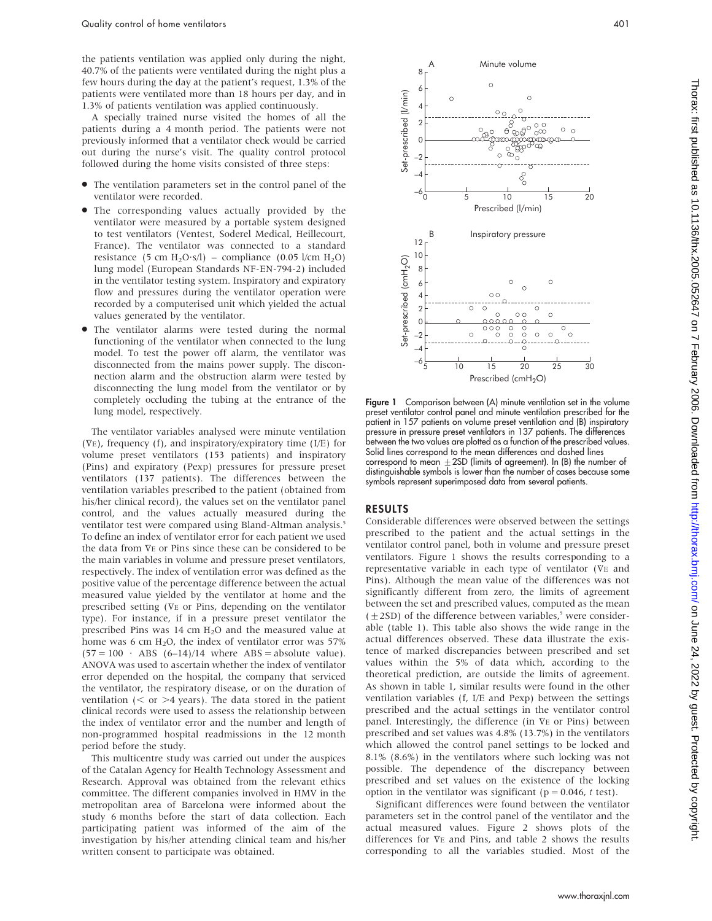the patients ventilation was applied only during the night, 40.7% of the patients were ventilated during the night plus a few hours during the day at the patient's request, 1.3% of the patients were ventilated more than 18 hours per day, and in 1.3% of patients ventilation was applied continuously.

A specially trained nurse visited the homes of all the patients during a 4 month period. The patients were not previously informed that a ventilator check would be carried out during the nurse's visit. The quality control protocol followed during the home visits consisted of three steps:

- The ventilation parameters set in the control panel of the ventilator were recorded.
- The corresponding values actually provided by the ventilator were measured by a portable system designed to test ventilators (Ventest, Soderel Medical, Heillecourt, France). The ventilator was connected to a standard resistance (5 cm $H_2O$·s/l) – compliance (0.05 l/cm $H_2O$) lung model (European Standards NF-EN-794-2) included in the ventilator testing system. Inspiratory and expiratory flow and pressures during the ventilator operation were recorded by a computerised unit which yielded the actual values generated by the ventilator.
- The ventilator alarms were tested during the normal functioning of the ventilator when connected to the lung model. To test the power off alarm, the ventilator was disconnected from the mains power supply. The disconnection alarm and the obstruction alarm were tested by disconnecting the lung model from the ventilator or by completely occluding the tubing at the entrance of the lung model, respectively.

The ventilator variables analysed were minute ventilation ($\dot{V}_E$), frequency (f), and inspiratory/expiratory time (I/E) for volume preset ventilators (153 patients) and inspiratory (Pins) and expiratory (Pexp) pressures for pressure preset ventilators (137 patients). The differences between the ventilation variables prescribed to the patient (obtained from his/her clinical record), the values set on the ventilator panel control, and the values actually measured during the ventilator test were compared using Bland-Altman analysis.[5] To define an index of ventilator error for each patient we used the data from $\dot{V}_E$ or Pins since these can be considered to be the main variables in volume and pressure preset ventilators, respectively. The index of ventilation error was defined as the positive value of the percentage difference between the actual measured value yielded by the ventilator at home and the prescribed setting ($\dot{V}_E$ or Pins, depending on the ventilator type). For instance, if in a pressure preset ventilator the prescribed Pins was 14 cm $H_2O$ and the measured value at home was 6 cm $H_2O$, the index of ventilator error was 57% ($57 = 100 \cdot \text{ABS}\ (6–14)/14$ where ABS = absolute value). ANOVA was used to ascertain whether the index of ventilator error depended on the hospital, the company that serviced the ventilator, the respiratory disease, or on the duration of ventilation (< or >4 years). The data stored in the patient clinical records were used to assess the relationship between the index of ventilator error and the number and length of non-programmed hospital readmissions in the 12 month period before the study.

This multicentre study was carried out under the auspices of the Catalan Agency for Health Technology Assessment and Research. Approval was obtained from the relevant ethics committee. The different companies involved in HMV in the metropolitan area of Barcelona were informed about the study 6 months before the start of data collection. Each participating patient was informed of the aim of the investigation by his/her attending clinical team and his/her written consent to participate was obtained.

**Figure 1** Comparison between (A) minute ventilation set in the volume preset ventilator control panel and minute ventilation prescribed for the patient in 157 patients on volume preset ventilation and (B) inspiratory pressure in pressure preset ventilators in 137 patients. The differences between the two values are plotted as a function of the prescribed values. Solid lines correspond to the mean differences and dashed lines correspond to mean ±2SD (limits of agreement). In (B) the number of distinguishable symbols is lower than the number of cases because some symbols represent superimposed data from several patients.

## RESULTS

Considerable differences were observed between the settings prescribed to the patient and the actual settings in the ventilator control panel, both in volume and pressure preset ventilators. Figure 1 shows the results corresponding to a representative variable in each type of ventilator ($\dot{V}_E$ and Pins). Although the mean value of the differences was not significantly different from zero, the limits of agreement between the set and prescribed values, computed as the mean (±2SD) of the difference between variables,[5] were considerable (table 1). This table also shows the wide range in the actual differences observed. These data illustrate the existence of marked discrepancies between prescribed and set values within the 5% of data which, according to the theoretical prediction, are outside the limits of agreement. As shown in table 1, similar results were found in the other ventilation variables (f, I/E and Pexp) between the settings prescribed and the actual settings in the ventilator control panel. Interestingly, the difference (in $\dot{V}_E$ or Pins) between prescribed and set values was 4.8% (13.7%) in the ventilators which allowed the control panel settings to be locked and 8.1% (8.6%) in the ventilators where such locking was not possible. The dependence of the discrepancy between prescribed and set values on the existence of the locking option in the ventilator was significant ($p = 0.046$, *t* test).

Significant differences were found between the ventilator parameters set in the control panel of the ventilator and the actual measured values. Figure 2 shows plots of the differences for $\dot{V}_E$ and Pins, and table 2 shows the results corresponding to all the variables studied. Most of the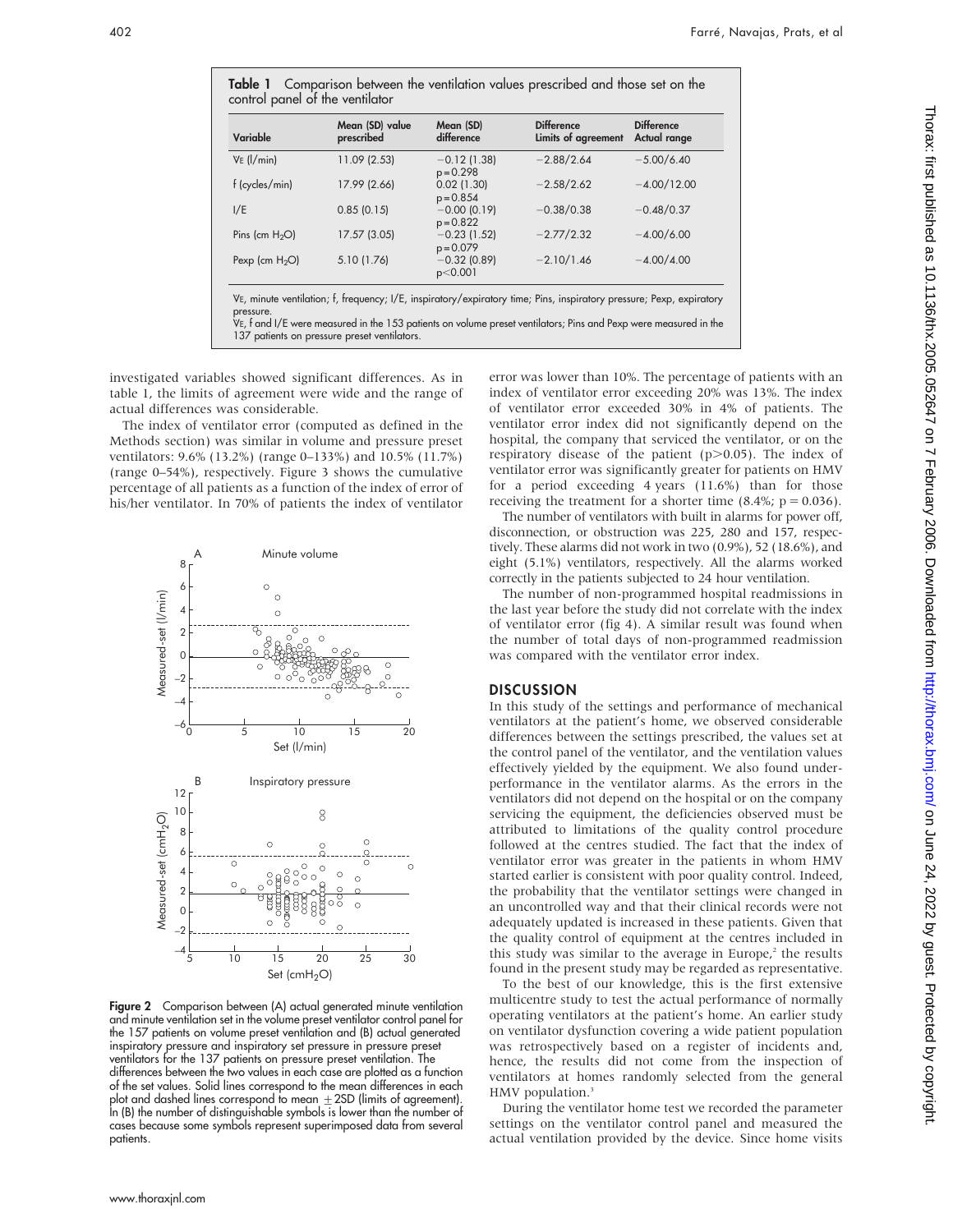**Table 1** Comparison between the ventilation values prescribed and those set on the control panel of the ventilator

| Variable | Mean (SD) value prescribed | Mean (SD) difference | Difference Limits of agreement | Difference Actual range |
|---|---|---|---|---|
| VE (l/min) | 11.09 (2.53) | −0.12 (1.38) p = 0.298 | −2.88/2.64 | −5.00/6.40 |
| f (cycles/min) | 17.99 (2.66) | 0.02 (1.30) p = 0.854 | −2.58/2.62 | −4.00/12.00 |
| I/E | 0.85 (0.15) | −0.00 (0.19) p = 0.822 | −0.38/0.38 | −0.48/0.37 |
| Pins (cm $H_2O$) | 17.57 (3.05) | −0.23 (1.52) p = 0.079 | −2.77/2.32 | −4.00/6.00 |
| Pexp (cm $H_2O$) | 5.10 (1.76) | −0.32 (0.89) p<0.001 | −2.10/1.46 | −4.00/4.00 |

VE, minute ventilation; f, frequency; I/E, inspiratory/expiratory time; Pins, inspiratory pressure; Pexp, expiratory pressure.
VE, f and I/E were measured in the 153 patients on volume preset ventilators; Pins and Pexp were measured in the 137 patients on pressure preset ventilators.

investigated variables showed significant differences. As in table 1, the limits of agreement were wide and the range of actual differences was considerable.

The index of ventilator error (computed as defined in the Methods section) was similar in volume and pressure preset ventilators: 9.6% (13.2%) (range 0–133%) and 10.5% (11.7%) (range 0–54%), respectively. Figure 3 shows the cumulative percentage of all patients as a function of the index of error of his/her ventilator. In 70% of patients the index of ventilator error was lower than 10%. The percentage of patients with an index of ventilator error exceeding 20% was 13%. The index of ventilator error exceeded 30% in 4% of patients. The ventilator error index did not significantly depend on the hospital, the company that serviced the ventilator, or on the respiratory disease of the patient ($p>0.05$). The index of ventilator error was significantly greater for patients on HMV for a period exceeding 4 years (11.6%) than for those receiving the treatment for a shorter time (8.4%; $p = 0.036$).

The number of ventilators with built in alarms for power off, disconnection, or obstruction was 225, 280 and 157, respectively. These alarms did not work in two (0.9%), 52 (18.6%), and eight (5.1%) ventilators, respectively. All the alarms worked correctly in the patients subjected to 24 hour ventilation.

The number of non-programmed hospital readmissions in the last year before the study did not correlate with the index of ventilator error (fig 4). A similar result was found when the number of total days of non-programmed readmission was compared with the ventilator error index.

**Figure 2** Comparison between (A) actual generated minute ventilation and minute ventilation set in the volume preset ventilator control panel for the 157 patients on volume preset ventilation and (B) actual generated inspiratory pressure and inspiratory set pressure in pressure preset ventilators for the 137 patients on pressure preset ventilation. The differences between the two values in each case are plotted as a function of the set values. Solid lines correspond to the mean differences in each plot and dashed lines correspond to mean ±2SD (limits of agreement). In (B) the number of distinguishable symbols is lower than the number of cases because some symbols represent superimposed data from several patients.

## DISCUSSION

In this study of the settings and performance of mechanical ventilators at the patient's home, we observed considerable differences between the settings prescribed, the values set at the control panel of the ventilator, and the ventilation values effectively yielded by the equipment. We also found underperformance in the ventilator alarms. As the errors in the ventilators did not depend on the hospital or on the company servicing the equipment, the deficiencies observed must be attributed to limitations of the quality control procedure followed at the centres studied. The fact that the index of ventilator error was greater in the patients in whom HMV started earlier is consistent with poor quality control. Indeed, the probability that the ventilator settings were changed in an uncontrolled way and that their clinical records were not adequately updated is increased in these patients. Given that the quality control of equipment at the centres included in this study was similar to the average in Europe,[2] the results found in the present study may be regarded as representative.

To the best of our knowledge, this is the first extensive multicentre study to test the actual performance of normally operating ventilators at the patient's home. An earlier study on ventilator dysfunction covering a wide patient population was retrospectively based on a register of incidents and, hence, the results did not come from the inspection of ventilators at homes randomly selected from the general HMV population.[3]

During the ventilator home test we recorded the parameter settings on the ventilator control panel and measured the actual ventilation provided by the device. Since home visits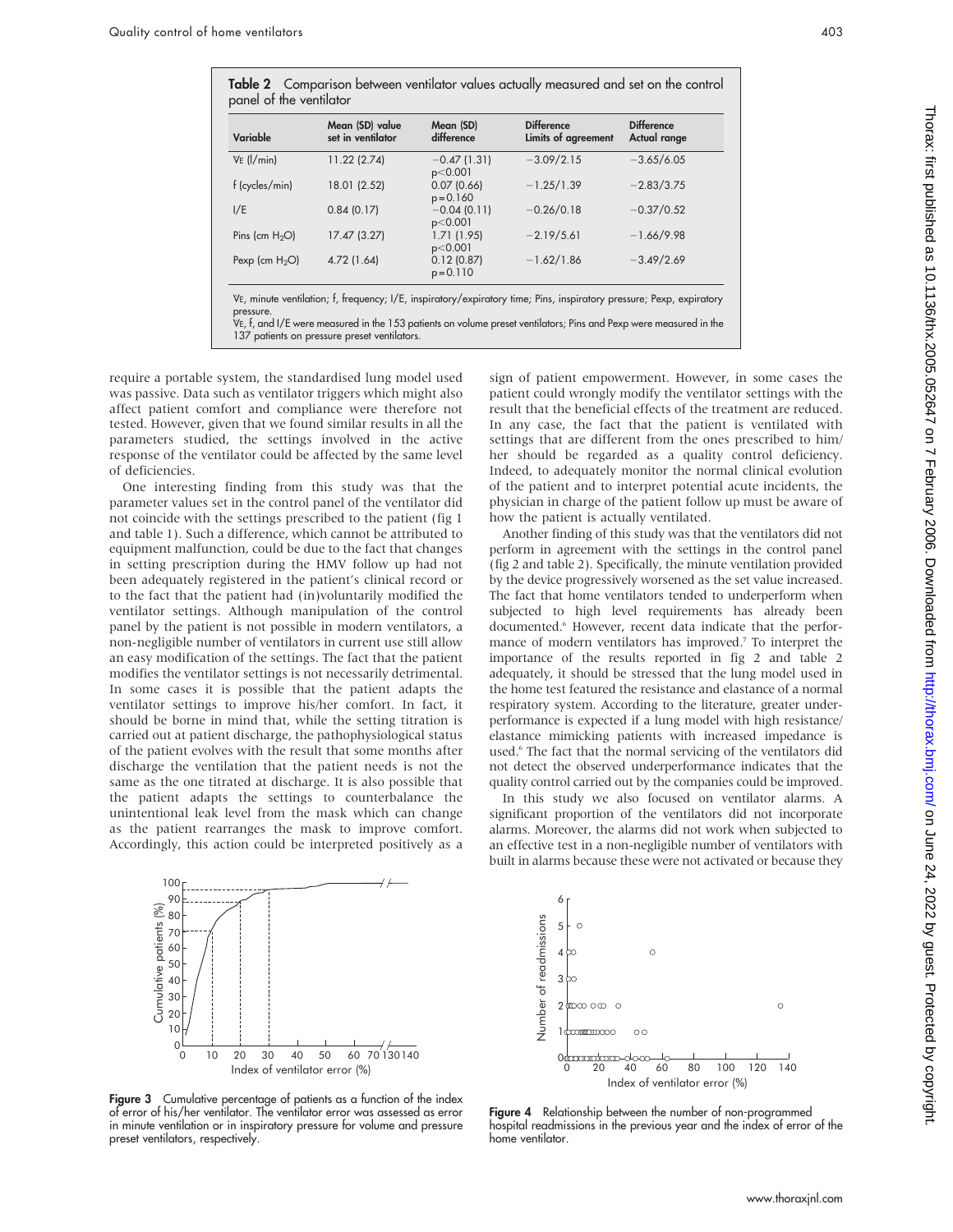**Table 2** Comparison between ventilator values actually measured and set on the control panel of the ventilator

| Variable | Mean (SD) value set in ventilator | Mean (SD) difference | Difference Limits of agreement | Difference Actual range |
|---|---|---|---|---|
| $\dot{V}_E$ (l/min) | 11.22 (2.74) | −0.47 (1.31) $p<0.001$ | −3.09/2.15 | −3.65/6.05 |
| f (cycles/min) | 18.01 (2.52) | 0.07 (0.66) $p=0.160$ | −1.25/1.39 | −2.83/3.75 |
| I/E | 0.84 (0.17) | −0.04 (0.11) $p<0.001$ | −0.26/0.18 | −0.37/0.52 |
| Pins (cm $H_2O$) | 17.47 (3.27) | 1.71 (1.95) $p<0.001$ | −2.19/5.61 | −1.66/9.98 |
| Pexp (cm $H_2O$) | 4.72 (1.64) | 0.12 (0.87) $p=0.110$ | −1.62/1.86 | −3.49/2.69 |

$\dot{V}_E$, minute ventilation; f, frequency; I/E, inspiratory/expiratory time; Pins, inspiratory pressure; Pexp, expiratory pressure.
$\dot{V}_E$, f, and I/E were measured in the 153 patients on volume preset ventilators; Pins and Pexp were measured in the 137 patients on pressure preset ventilators.

require a portable system, the standardised lung model used was passive. Data such as ventilator triggers which might also affect patient comfort and compliance were therefore not tested. However, given that we found similar results in all the parameters studied, the settings involved in the active response of the ventilator could be affected by the same level of deficiencies.

One interesting finding from this study was that the parameter values set in the control panel of the ventilator did not coincide with the settings prescribed to the patient (fig 1 and table 1). Such a difference, which cannot be attributed to equipment malfunction, could be due to the fact that changes in setting prescription during the HMV follow up had not been adequately registered in the patient's clinical record or to the fact that the patient had (in)voluntarily modified the ventilator settings. Although manipulation of the control panel by the patient is not possible in modern ventilators, a non-negligible number of ventilators in current use still allow an easy modification of the settings. The fact that the patient modifies the ventilator settings is not necessarily detrimental. In some cases it is possible that the patient adapts the ventilator settings to improve his/her comfort. In fact, it should be borne in mind that, while the setting titration is carried out at patient discharge, the pathophysiological status of the patient evolves with the result that some months after discharge the ventilation that the patient needs is not the same as the one titrated at discharge. It is also possible that the patient adapts the settings to counterbalance the unintentional leak level from the mask which can change as the patient rearranges the mask to improve comfort. Accordingly, this action could be interpreted positively as a sign of patient empowerment. However, in some cases the patient could wrongly modify the ventilator settings with the result that the beneficial effects of the treatment are reduced. In any case, the fact that the patient is ventilated with settings that are different from the ones prescribed to him/her should be regarded as a quality control deficiency. Indeed, to adequately monitor the normal clinical evolution of the patient and to interpret potential acute incidents, the physician in charge of the patient follow up must be aware of how the patient is actually ventilated.

Another finding of this study was that the ventilators did not perform in agreement with the settings in the control panel (fig 2 and table 2). Specifically, the minute ventilation provided by the device progressively worsened as the set value increased. The fact that home ventilators tended to underperform when subjected to high level requirements has already been documented.[6] However, recent data indicate that the performance of modern ventilators has improved.[7] To interpret the importance of the results reported in fig 2 and table 2 adequately, it should be stressed that the lung model used in the home test featured the resistance and elastance of a normal respiratory system. According to the literature, greater underperformance is expected if a lung model with high resistance/elastance mimicking patients with increased impedance is used.[6] The fact that the normal servicing of the ventilators did not detect the observed underperformance indicates that the quality control carried out by the companies could be improved.

In this study we also focused on ventilator alarms. A significant proportion of the ventilators did not incorporate alarms. Moreover, the alarms did not work when subjected to an effective test in a non-negligible number of ventilators with built in alarms because these were not activated or because they

**Figure 3** Cumulative percentage of patients as a function of the index of error of his/her ventilator. The ventilator error was assessed as error in minute ventilation or in inspiratory pressure for volume and pressure preset ventilators, respectively.

**Figure 4** Relationship between the number of non-programmed hospital readmissions in the previous year and the index of error of the home ventilator.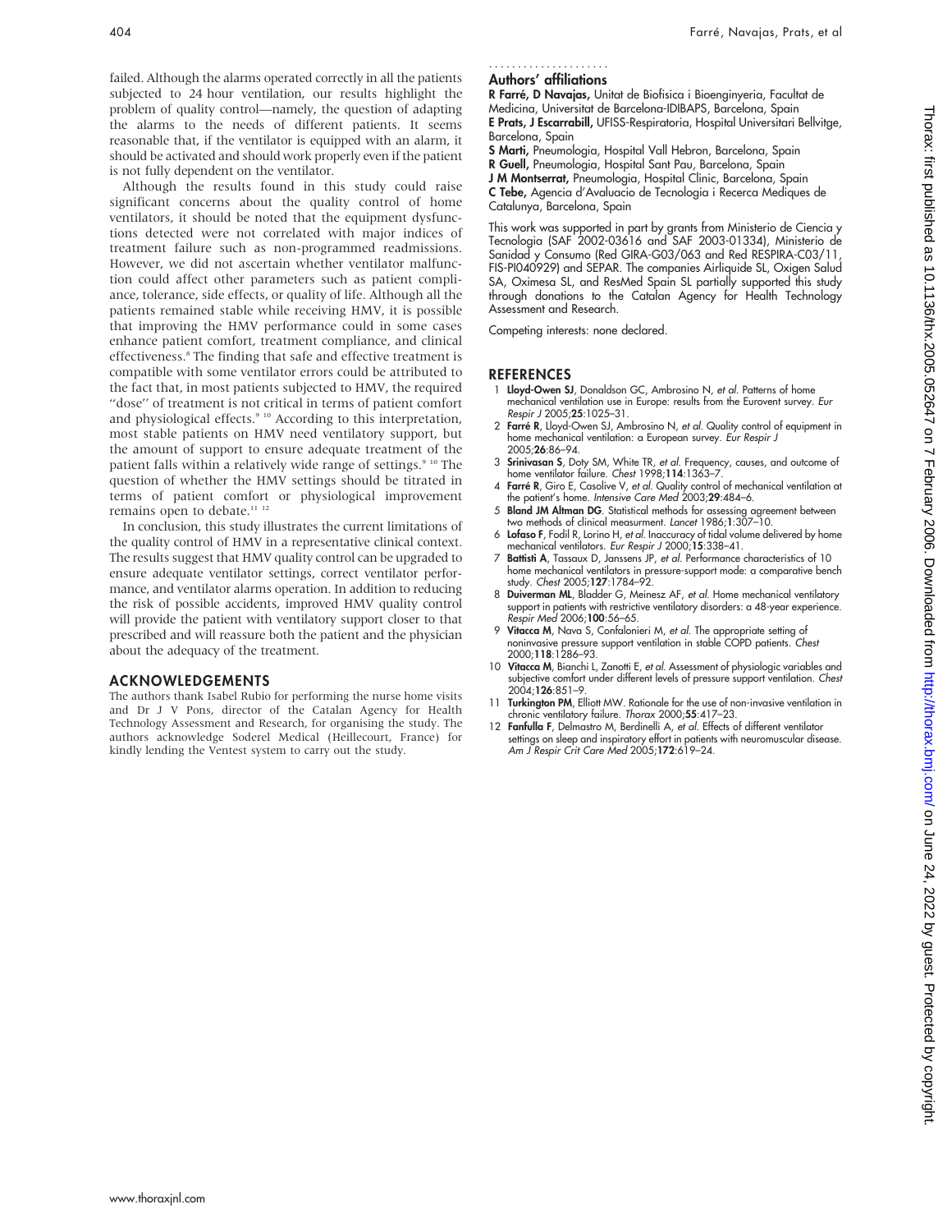failed. Although the alarms operated correctly in all the patients subjected to 24 hour ventilation, our results highlight the problem of quality control—namely, the question of adapting the alarms to the needs of different patients. It seems reasonable that, if the ventilator is equipped with an alarm, it should be activated and should work properly even if the patient is not fully dependent on the ventilator.

Although the results found in this study could raise significant concerns about the quality control of home ventilators, it should be noted that the equipment dysfunctions detected were not correlated with major indices of treatment failure such as non-programmed readmissions. However, we did not ascertain whether ventilator malfunction could affect other parameters such as patient compliance, tolerance, side effects, or quality of life. Although all the patients remained stable while receiving HMV, it is possible that improving the HMV performance could in some cases enhance patient comfort, treatment compliance, and clinical effectiveness.[8] The finding that safe and effective treatment is compatible with some ventilator errors could be attributed to the fact that, in most patients subjected to HMV, the required ''dose'' of treatment is not critical in terms of patient comfort and physiological effects.[9,10] According to this interpretation, most stable patients on HMV need ventilatory support, but the amount of support to ensure adequate treatment of the patient falls within a relatively wide range of settings.[9,10] The question of whether the HMV settings should be titrated in terms of patient comfort or physiological improvement remains open to debate.[11,12]

In conclusion, this study illustrates the current limitations of the quality control of HMV in a representative clinical context. The results suggest that HMV quality control can be upgraded to ensure adequate ventilator settings, correct ventilator performance, and ventilator alarms operation. In addition to reducing the risk of possible accidents, improved HMV quality control will provide the patient with ventilatory support closer to that prescribed and will reassure both the patient and the physician about the adequacy of the treatment.

## ACKNOWLEDGEMENTS

The authors thank Isabel Rubio for performing the nurse home visits and Dr J V Pons, director of the Catalan Agency for Health Technology Assessment and Research, for organising the study. The authors acknowledge Soderel Medical (Heillecourt, France) for kindly lending the Ventest system to carry out the study.

### Authors' affiliations

**R Farré, D Navajas,** Unitat de Biofisica i Bioenginyeria, Facultat de Medicina, Universitat de Barcelona-IDIBAPS, Barcelona, Spain
**E Prats, J Escarrabill,** UFISS-Respiratoria, Hospital Universitari Bellvitge, Barcelona, Spain
**S Marti,** Pneumologia, Hospital Vall Hebron, Barcelona, Spain
**R Guell,** Pneumologia, Hospital Sant Pau, Barcelona, Spain
**J M Montserrat,** Pneumologia, Hospital Clinic, Barcelona, Spain
**C Tebe,** Agencia d'Avaluacio de Tecnologia i Recerca Mediques de Catalunya, Barcelona, Spain

This work was supported in part by grants from Ministerio de Ciencia y Tecnologia (SAF 2002-03616 and SAF 2003-01334), Ministerio de Sanidad y Consumo (Red GIRA-G03/063 and Red RESPIRA-C03/11, FIS-PI040929) and SEPAR. The companies Airliquide SL, Oxigen Salud SA, Oximesa SL, and ResMed Spain SL partially supported this study through donations to the Catalan Agency for Health Technology Assessment and Research.

Competing interests: none declared.

## REFERENCES

1. **Lloyd-Owen SJ**, Donaldson GC, Ambrosino N, *et al*. Patterns of home mechanical ventilation use in Europe: results from the Eurovent survey. *Eur Respir J* 2005;**25**:1025–31.
2. **Farré R**, Lloyd-Owen SJ, Ambrosino N, *et al*. Quality control of equipment in home mechanical ventilation: a European survey. *Eur Respir J* 2005;**26**:86–94.
3. **Srinivasan S**, Doty SM, White TR, *et al*. Frequency, causes, and outcome of home ventilator failure. *Chest* 1998;**114**:1363–7.
4. **Farré R**, Giro E, Casolive V, *et al*. Quality control of mechanical ventilation at the patient's home. *Intensive Care Med* 2003;**29**:484–6.
5. **Bland JM Altman DG**. Statistical methods for assessing agreement between two methods of clinical measurment. *Lancet* 1986;**1**:307–10.
6. **Lofaso F**, Fodil R, Lorino H, *et al*. Inaccuracy of tidal volume delivered by home mechanical ventilators. *Eur Respir J* 2000;**15**:338–41.
7. **Battisti A**, Tassaux D, Janssens JP, *et al*. Performance characteristics of 10 home mechanical ventilators in pressure-support mode: a comparative bench study. *Chest* 2005;**127**:1784–92.
8. **Duiverman ML**, Bladder G, Meinesz AF, *et al*. Home mechanical ventilatory support in patients with restrictive ventilatory disorders: a 48-year experience. *Respir Med* 2006;**100**:56–65.
9. **Vitacca M**, Nava S, Confalonieri M, *et al*. The appropriate setting of noninvasive pressure support ventilation in stable COPD patients. *Chest* 2000;**118**:1286–93.
10. **Vitacca M**, Bianchi L, Zanotti E, *et al*. Assessment of physiologic variables and subjective comfort under different levels of pressure support ventilation. *Chest* 2004;**126**:851–9.
11. **Turkington PM**, Elliott MW. Rationale for the use of non-invasive ventilation in chronic ventilatory failure. *Thorax* 2000;**55**:417–23.
12. **Fanfulla F**, Delmastro M, Berdinelli A, *et al*. Effects of different ventilator settings on sleep and inspiratory effort in patients with neuromuscular disease. *Am J Respir Crit Care Med* 2005;**172**:619–24.